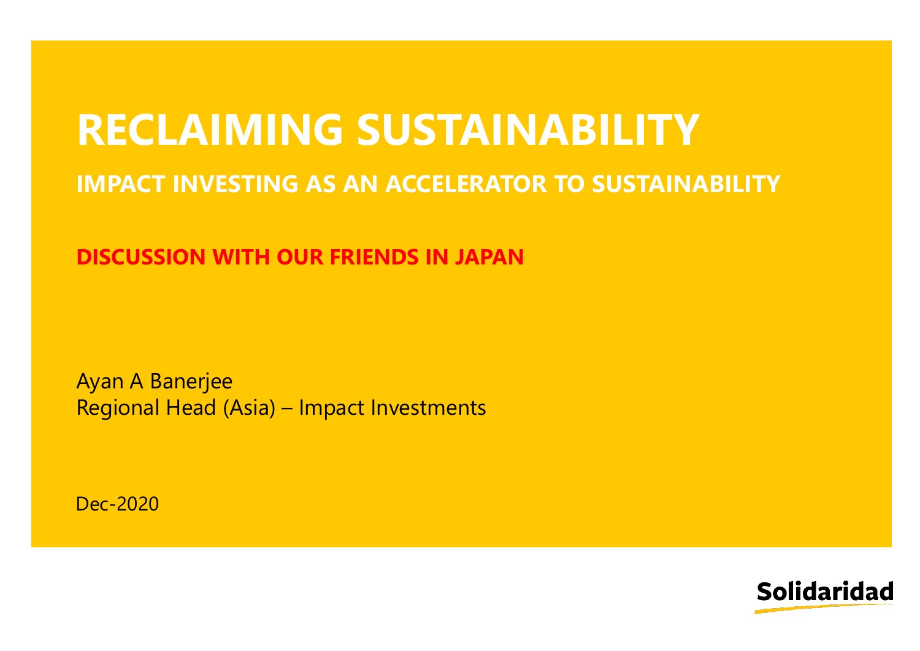# RECLAIMING SUSTAINABILITY

## IMPACT INVESTING AS AN ACCELERATOR TO SUSTAINABILITY

**DISCUSSION WITH OUR FRIENDS IN JAPAN**

Ayan A Banerjee
Regional Head (Asia) – Impact Investments

Dec-2020

Solidaridad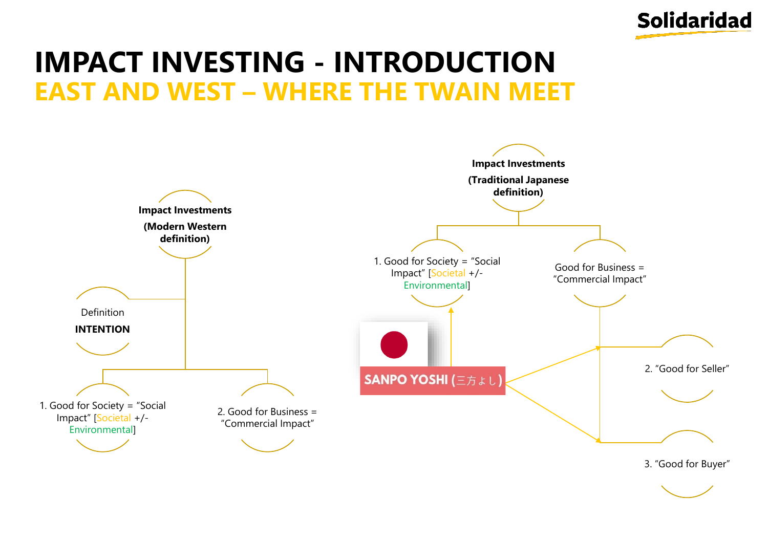# IMPACT INVESTING - INTRODUCTION

## EAST AND WEST – WHERE THE TWAIN MEET

**Impact Investments**
**(Modern Western definition)**

Definition
**INTENTION**

1. Good for Society = "Social Impact" [Societal +/- Environmental]

2. Good for Business = "Commercial Impact"

**Impact Investments**
**(Traditional Japanese definition)**

1. Good for Society = "Social Impact" [Societal +/- Environmental]

Good for Business = "Commercial Impact"

**SANPO YOSHI (三方よし)**

2. "Good for Seller"

3. "Good for Buyer"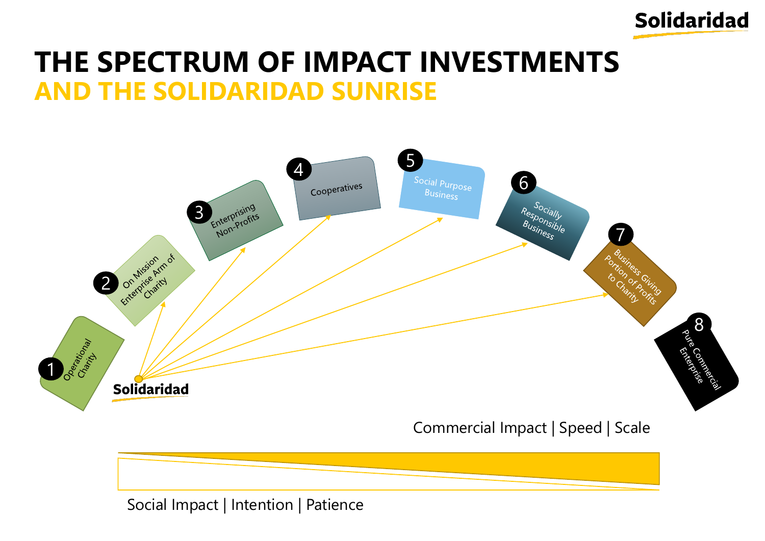# THE SPECTRUM OF IMPACT INVESTMENTS
## AND THE SOLIDARIDAD SUNRISE

1. Operational Charity
2. On Mission Enterprise Arm of Charity
3. Enterprising Non-Profits
4. Cooperatives
5. Social Purpose Business
6. Socially Responsible Business
7. Business Giving Portion of Profits to Charity
8. Pure Commercial Enterprise

Solidaridad

Commercial Impact | Speed | Scale

Social Impact | Intention | Patience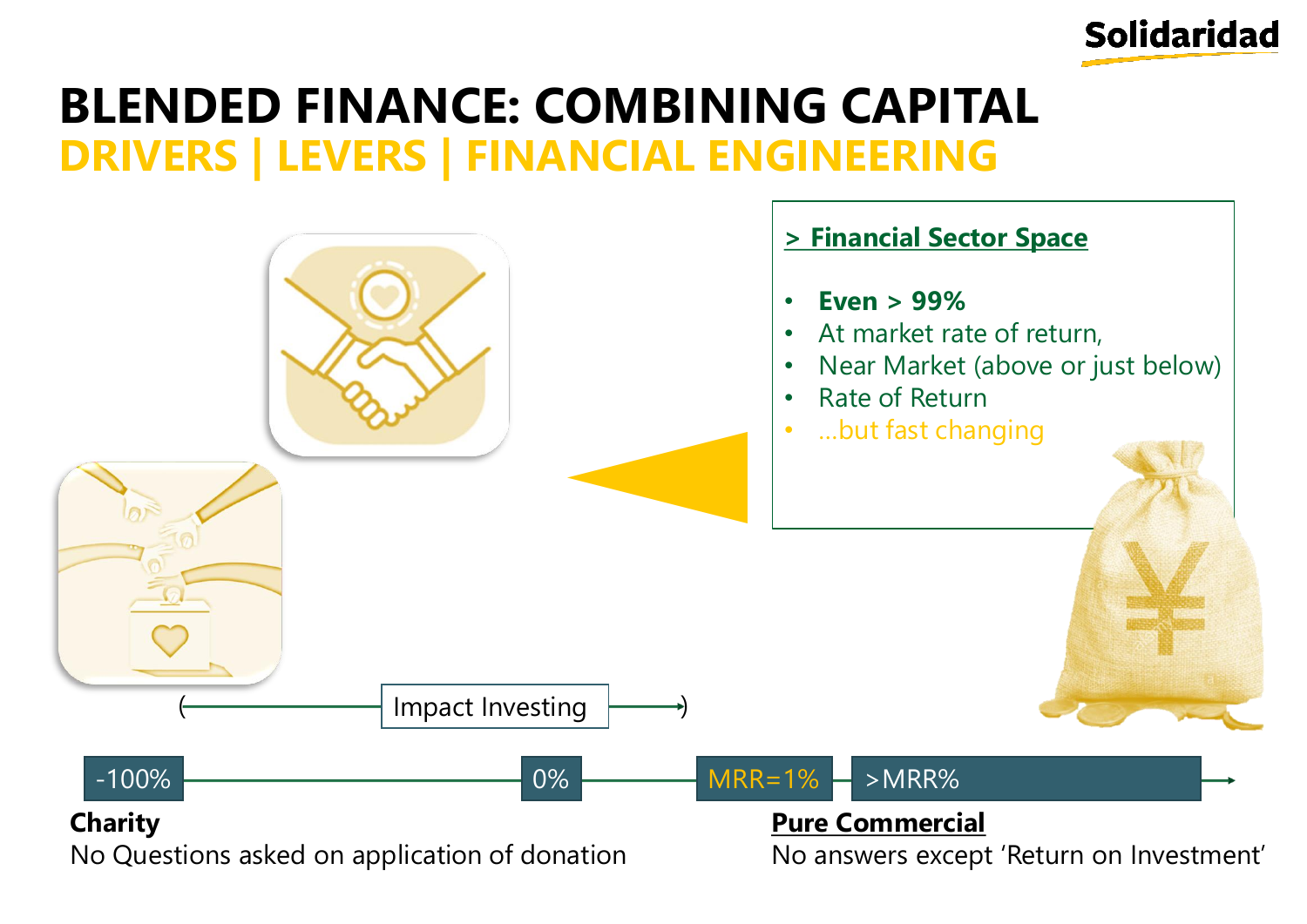# BLENDED FINANCE: COMBINING CAPITAL

## DRIVERS | LEVERS | FINANCIAL ENGINEERING

**> Financial Sector Space**

- **Even > 99%**
- At market rate of return,
- Near Market (above or just below)
- Rate of Return
- ...but fast changing

( Impact Investing )

-100% — 0% — MRR=1% — >MRR%

**Charity**
No Questions asked on application of donation

**Pure Commercial**
No answers except 'Return on Investment'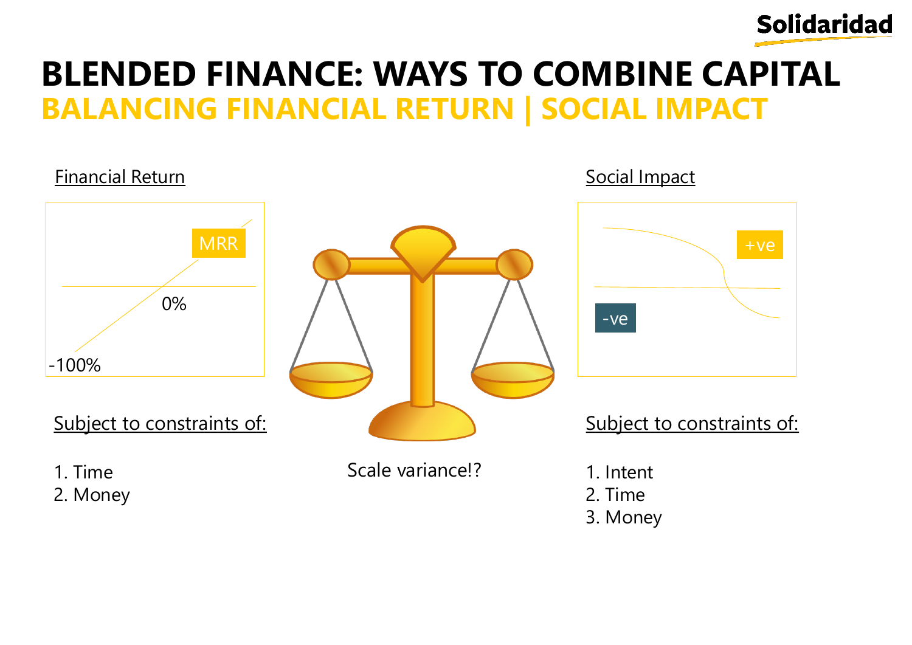# BLENDED FINANCE: WAYS TO COMBINE CAPITAL

## BALANCING FINANCIAL RETURN | SOCIAL IMPACT

Financial Return

MRR

0%

-100%

Subject to constraints of:

1. Time
2. Money

Scale variance!?

Social Impact

+ve

-ve

Subject to constraints of:

1. Intent
2. Time
3. Money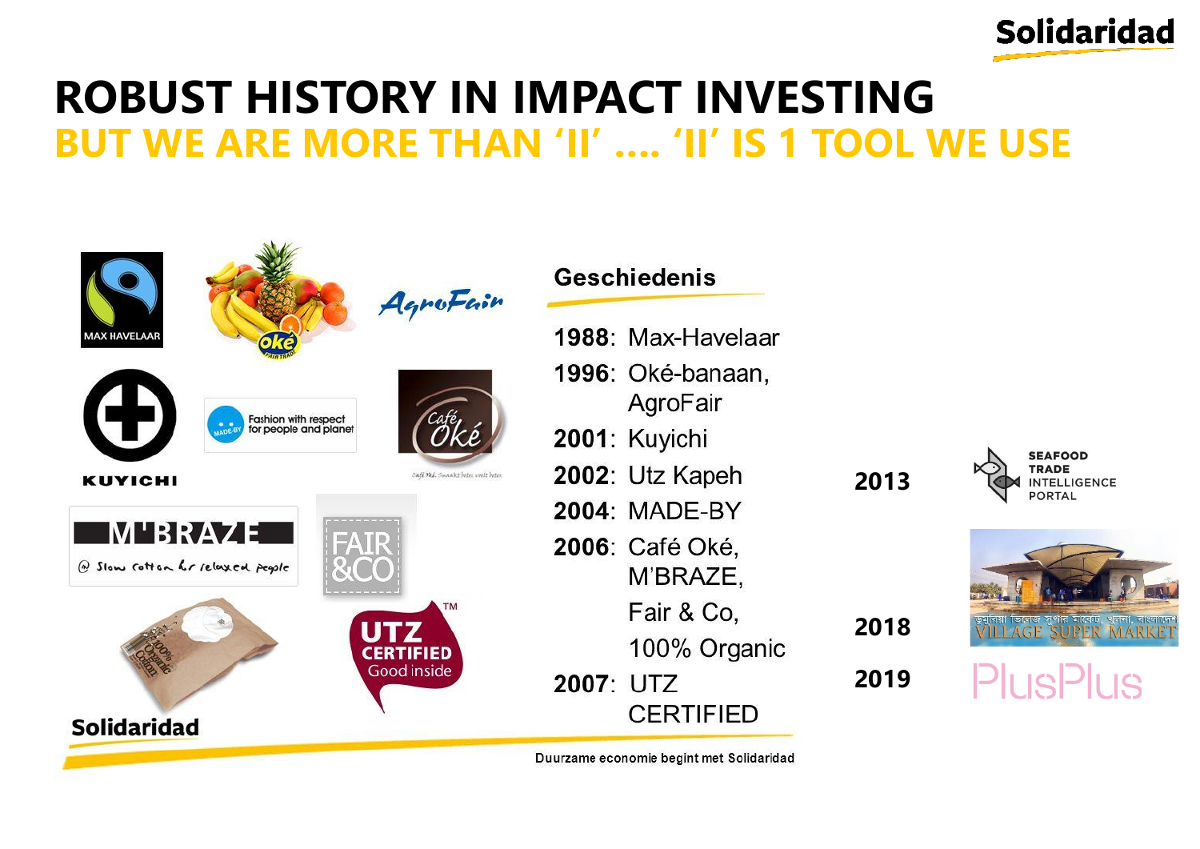# ROBUST HISTORY IN IMPACT INVESTING

## BUT WE ARE MORE THAN 'II' .... 'II' IS 1 TOOL WE USE

### Geschiedenis

**1988**: Max-Havelaar

**1996**: Oké-banaan, AgroFair

**2001**: Kuyichi

**2002**: Utz Kapeh

**2004**: MADE-BY

**2006**: Café Oké, M'BRAZE, Fair & Co, 100% Organic

**2007**: UTZ CERTIFIED

**2013** SEAFOOD TRADE INTELLIGENCE PORTAL

**2018** VILLAGE SUPER MARKET

**2019** PlusPlus

Duurzame economie begint met Solidaridad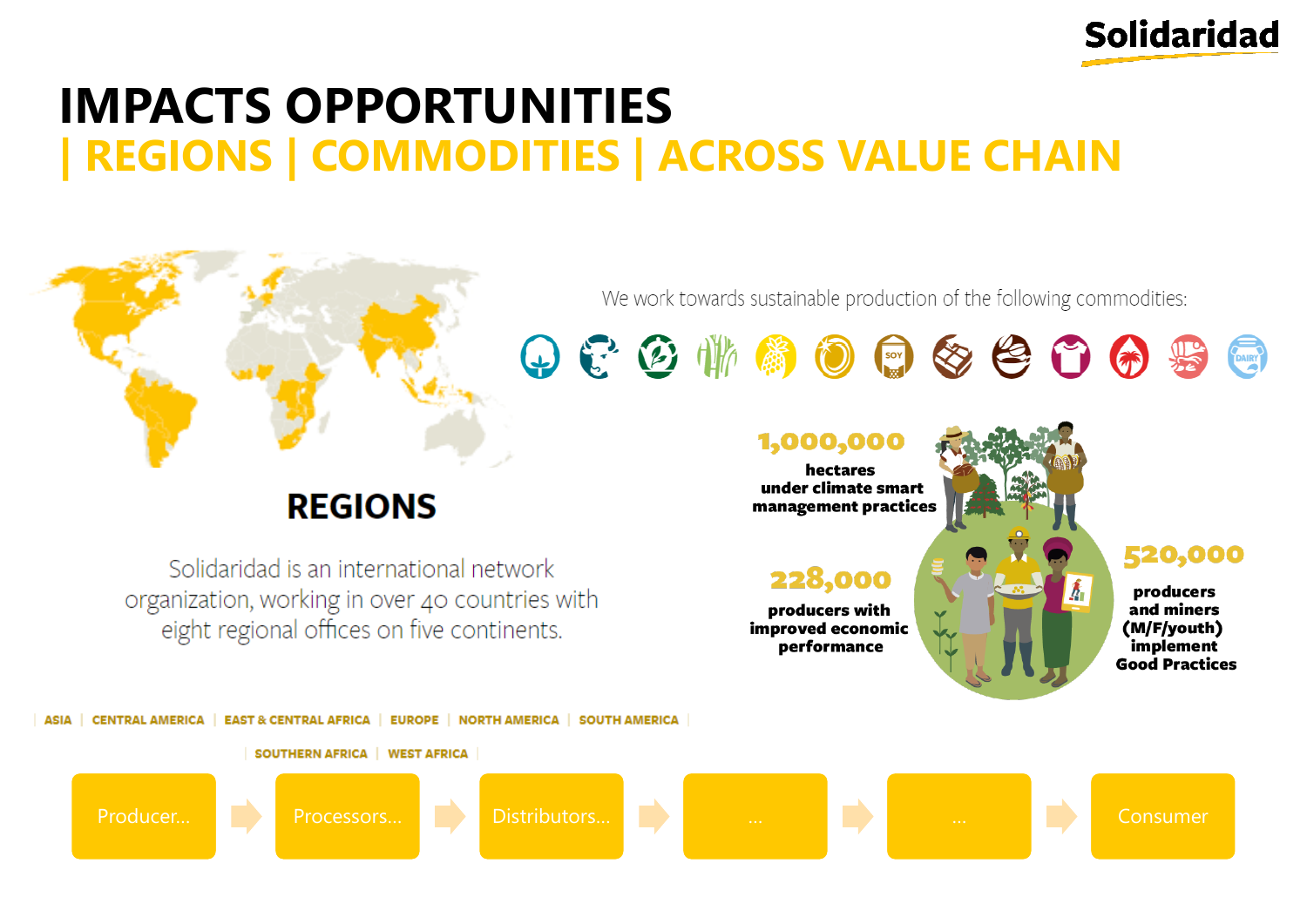# IMPACTS OPPORTUNITIES

## | REGIONS | COMMODITIES | ACROSS VALUE CHAIN

We work towards sustainable production of the following commodities:

### REGIONS

Solidaridad is an international network organization, working in over 40 countries with eight regional offices on five continents.

| ASIA | CENTRAL AMERICA | EAST & CENTRAL AFRICA | EUROPE | NORTH AMERICA | SOUTH AMERICA |

| SOUTHERN AFRICA | WEST AFRICA |

**1,000,000** hectares under climate smart management practices

**228,000** producers with improved economic performance

**520,000** producers and miners (M/F/youth) implement Good Practices

Producer... → Processors... → Distributors... → ... → ... → Consumer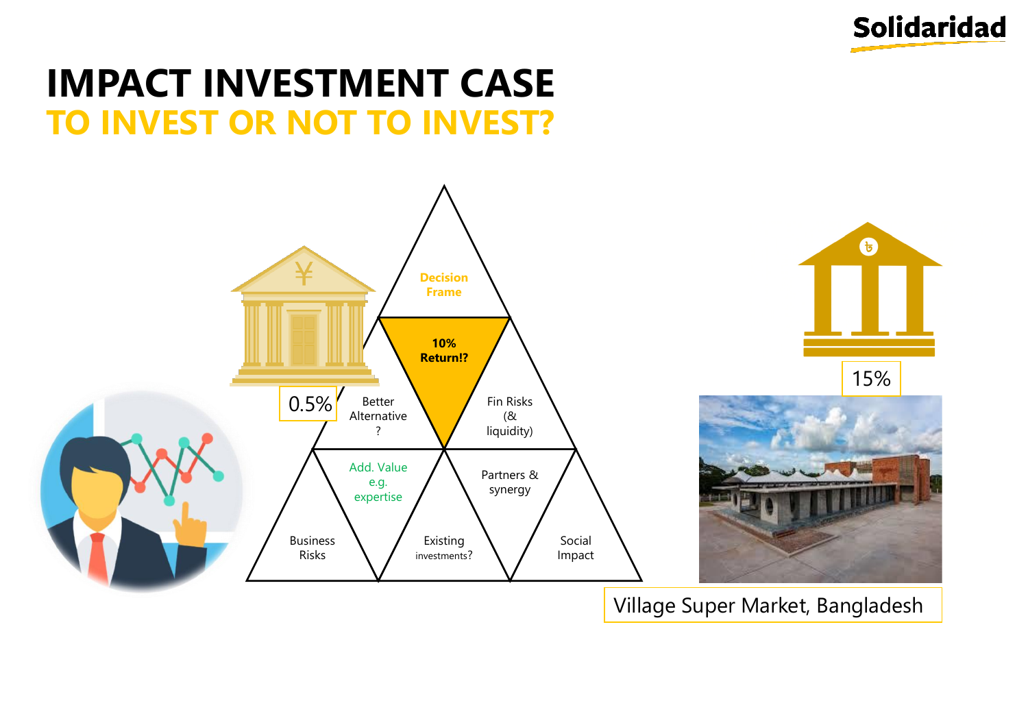# IMPACT INVESTMENT CASE

## TO INVEST OR NOT TO INVEST?

Decision Frame

**10% Return!?**

Better Alternative ?

Fin Risks (& liquidity)

Add. Value e.g. expertise

Partners & synergy

Business Risks

Existing investments?

Social Impact

0.5%

15%

Village Super Market, Bangladesh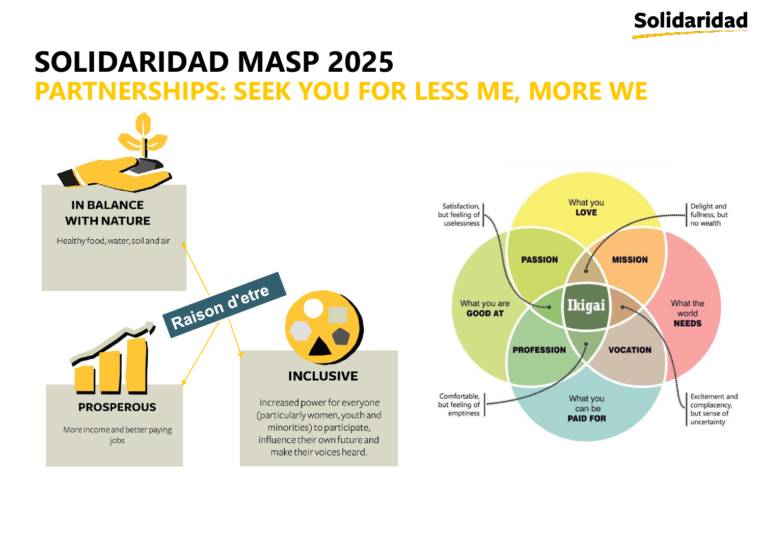# SOLIDARIDAD MASP 2025

## PARTNERSHIPS: SEEK YOU FOR LESS ME, MORE WE

### IN BALANCE WITH NATURE

Healthy food, water, soil and air

Raison d'etre

### PROSPEROUS

More income and better paying jobs

### INCLUSIVE

Increased power for everyone (particularly women, youth and minorities) to participate, influence their own future and make their voices heard.

What you **LOVE**

What you are **GOOD AT**

What the world **NEEDS**

What you can be **PAID FOR**

**PASSION**

**MISSION**

**PROFESSION**

**VOCATION**

**Ikigai**

Satisfaction, but feeling of uselessness

Delight and fullness, but no wealth

Comfortable, but feeling of emptiness

Excitement and complacency, but sense of uncertainty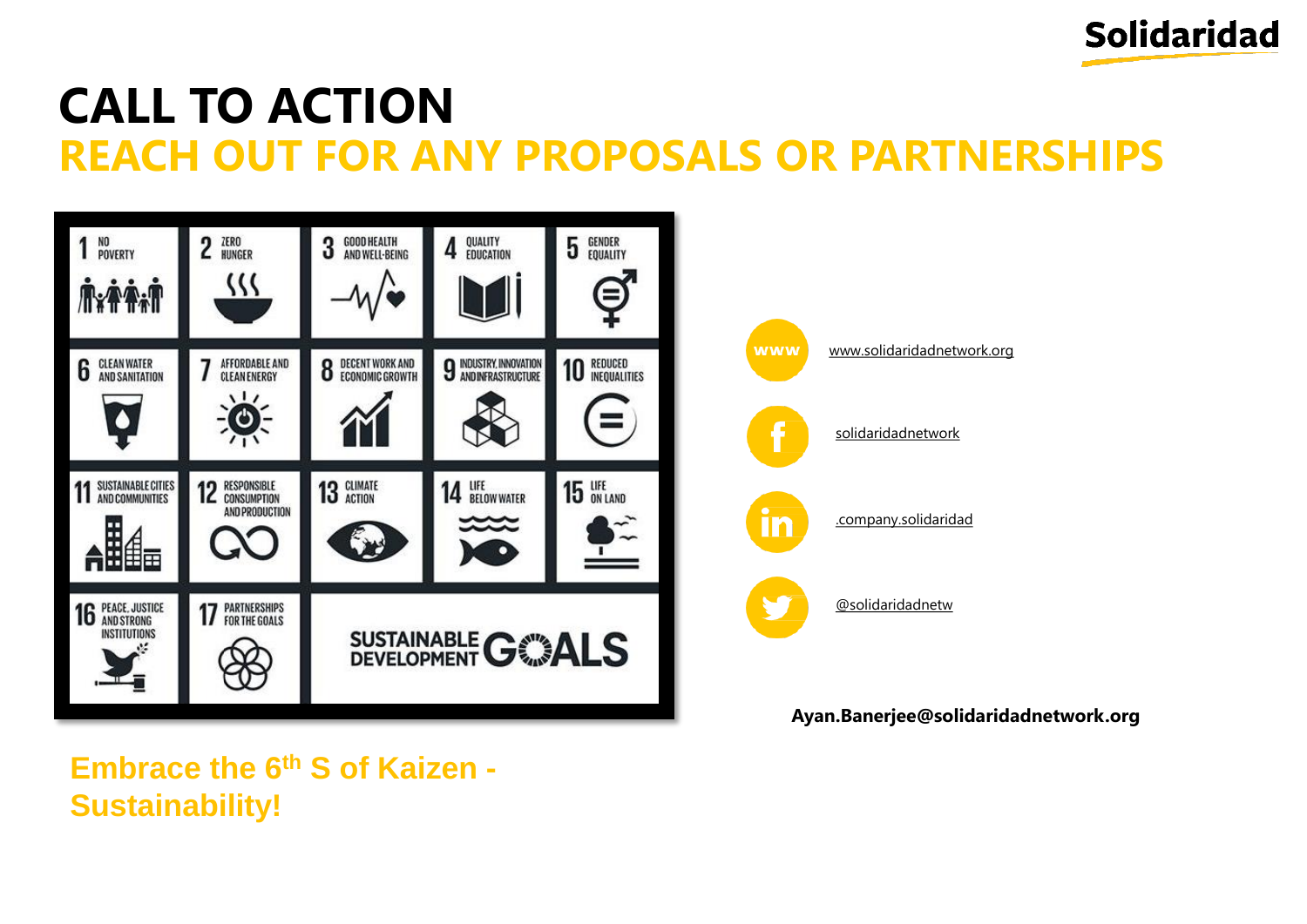# CALL TO ACTION

## REACH OUT FOR ANY PROPOSALS OR PARTNERSHIPS

1 NO POVERTY
2 ZERO HUNGER
3 GOOD HEALTH AND WELL-BEING
4 QUALITY EDUCATION
5 GENDER EQUALITY
6 CLEAN WATER AND SANITATION
7 AFFORDABLE AND CLEAN ENERGY
8 DECENT WORK AND ECONOMIC GROWTH
9 INDUSTRY, INNOVATION AND INFRASTRUCTURE
10 REDUCED INEQUALITIES
11 SUSTAINABLE CITIES AND COMMUNITIES
12 RESPONSIBLE CONSUMPTION AND PRODUCTION
13 CLIMATE ACTION
14 LIFE BELOW WATER
15 LIFE ON LAND
16 PEACE, JUSTICE AND STRONG INSTITUTIONS
17 PARTNERSHIPS FOR THE GOALS

SUSTAINABLE DEVELOPMENT GOALS

www: www.solidaridadnetwork.org

f: solidaridadnetwork

in: .company.solidaridad

Twitter: @solidaridadnetw

**Ayan.Banerjee@solidaridadnetwork.org**

**Embrace the 6th S of Kaizen - Sustainability!**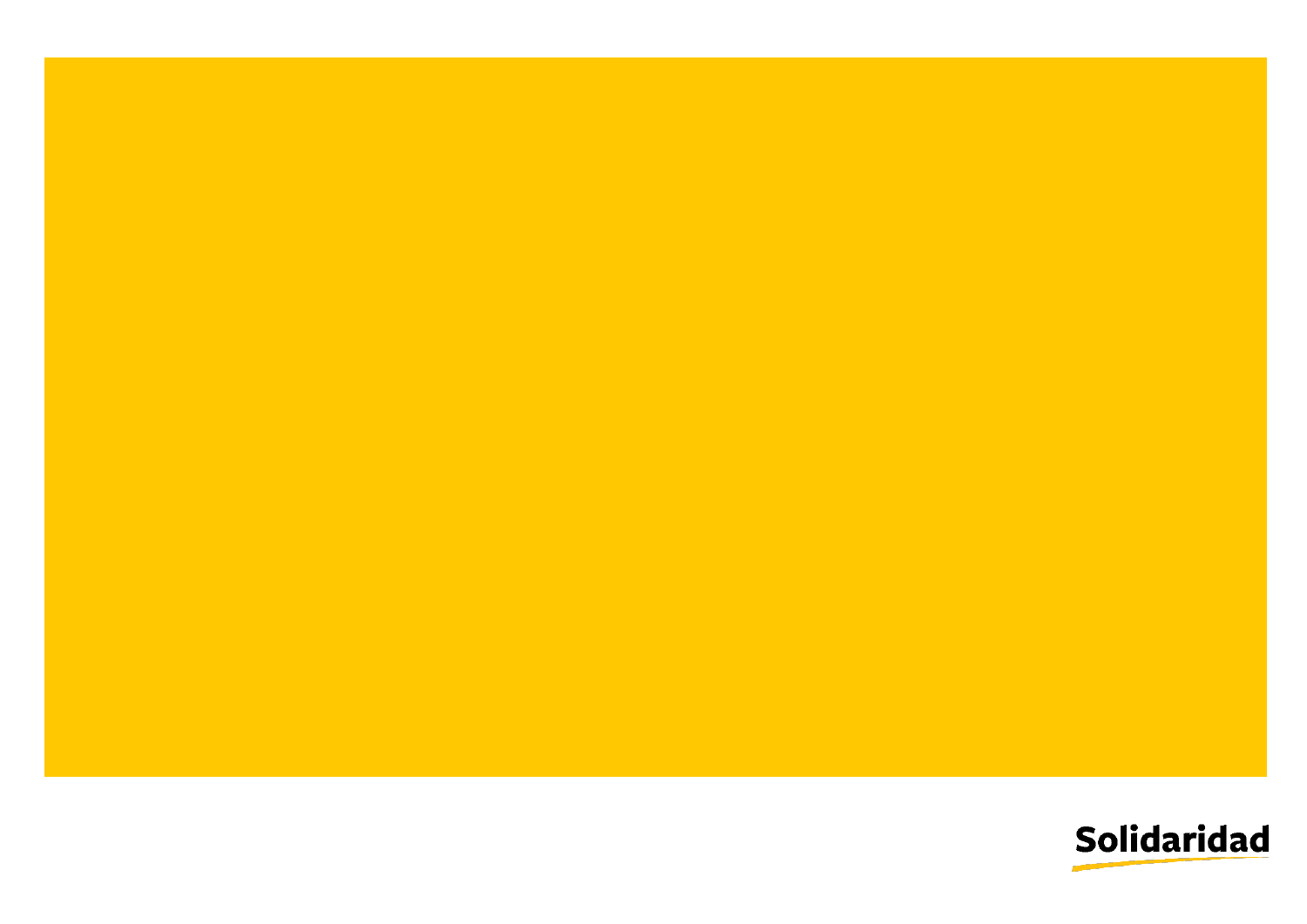Solidaridad